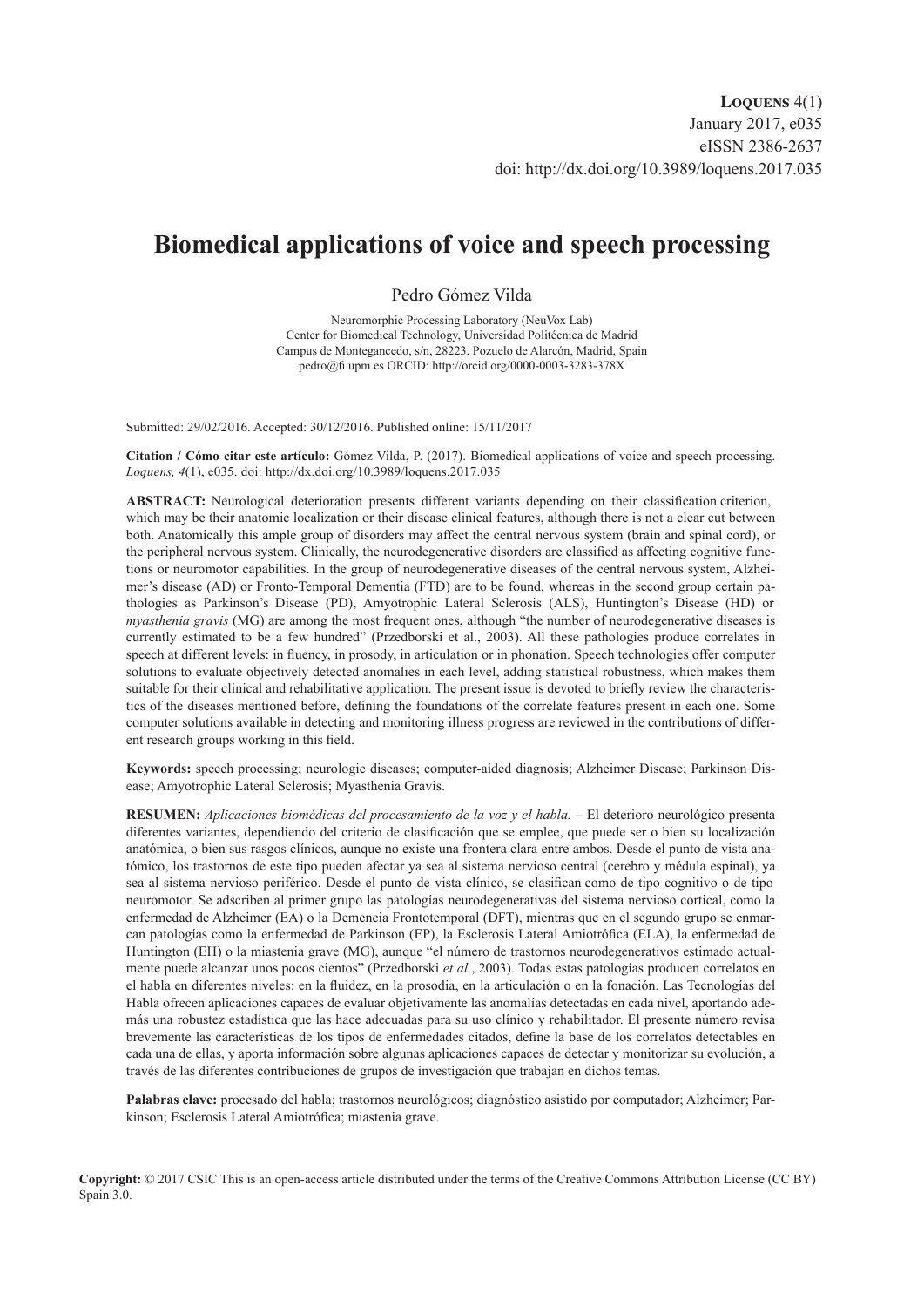**Loquens** 4(1)
January 2017, e035
eISSN 2386-2637
doi: http://dx.doi.org/10.3989/loquens.2017.035

# Biomedical applications of voice and speech processing

Pedro Gómez Vilda

Neuromorphic Processing Laboratory (NeuVox Lab)
Center for Biomedical Technology, Universidad Politécnica de Madrid
Campus de Montegancedo, s/n, 28223, Pozuelo de Alarcón, Madrid, Spain
pedro@fi.upm.es ORCID: http://orcid.org/0000-0003-3283-378X

Submitted: 29/02/2016. Accepted: 30/12/2016. Published online: 15/11/2017

**Citation / Cómo citar este artículo:** Gómez Vilda, P. (2017). Biomedical applications of voice and speech processing. *Loquens, 4*(1), e035. doi: http://dx.doi.org/10.3989/loquens.2017.035

**ABSTRACT:** Neurological deterioration presents different variants depending on their classification criterion, which may be their anatomic localization or their disease clinical features, although there is not a clear cut between both. Anatomically this ample group of disorders may affect the central nervous system (brain and spinal cord), or the peripheral nervous system. Clinically, the neurodegenerative disorders are classified as affecting cognitive functions or neuromotor capabilities. In the group of neurodegenerative diseases of the central nervous system, Alzheimer's disease (AD) or Fronto-Temporal Dementia (FTD) are to be found, whereas in the second group certain pathologies as Parkinson's Disease (PD), Amyotrophic Lateral Sclerosis (ALS), Huntington's Disease (HD) or *myasthenia gravis* (MG) are among the most frequent ones, although "the number of neurodegenerative diseases is currently estimated to be a few hundred" (Przedborski et al., 2003). All these pathologies produce correlates in speech at different levels: in fluency, in prosody, in articulation or in phonation. Speech technologies offer computer solutions to evaluate objectively detected anomalies in each level, adding statistical robustness, which makes them suitable for their clinical and rehabilitative application. The present issue is devoted to briefly review the characteristics of the diseases mentioned before, defining the foundations of the correlate features present in each one. Some computer solutions available in detecting and monitoring illness progress are reviewed in the contributions of different research groups working in this field.

**Keywords:** speech processing; neurologic diseases; computer-aided diagnosis; Alzheimer Disease; Parkinson Disease; Amyotrophic Lateral Sclerosis; Myasthenia Gravis.

**RESUMEN:** *Aplicaciones biomédicas del procesamiento de la voz y el habla.* – El deterioro neurológico presenta diferentes variantes, dependiendo del criterio de clasificación que se emplee, que puede ser o bien su localización anatómica, o bien sus rasgos clínicos, aunque no existe una frontera clara entre ambos. Desde el punto de vista anatómico, los trastornos de este tipo pueden afectar ya sea al sistema nervioso central (cerebro y médula espinal), ya sea al sistema nervioso periférico. Desde el punto de vista clínico, se clasifican como de tipo cognitivo o de tipo neuromotor. Se adscriben al primer grupo las patologías neurodegenerativas del sistema nervioso cortical, como la enfermedad de Alzheimer (EA) o la Demencia Frontotemporal (DFT), mientras que en el segundo grupo se enmarcan patologías como la enfermedad de Parkinson (EP), la Esclerosis Lateral Amiotrófica (ELA), la enfermedad de Huntington (EH) o la miastenia grave (MG), aunque "el número de trastornos neurodegenerativos estimado actualmente puede alcanzar unos pocos cientos" (Przedborski *et al.*, 2003). Todas estas patologías producen correlatos en el habla en diferentes niveles: en la fluidez, en la prosodia, en la articulación o en la fonación. Las Tecnologías del Habla ofrecen aplicaciones capaces de evaluar objetivamente las anomalías detectadas en cada nivel, aportando además una robustez estadística que las hace adecuadas para su uso clínico y rehabilitador. El presente número revisa brevemente las características de los tipos de enfermedades citados, define la base de los correlatos detectables en cada una de ellas, y aporta información sobre algunas aplicaciones capaces de detectar y monitorizar su evolución, a través de las diferentes contribuciones de grupos de investigación que trabajan en dichos temas.

**Palabras clave:** procesado del habla; trastornos neurológicos; diagnóstico asistido por computador; Alzheimer; Parkinson; Esclerosis Lateral Amiotrófica; miastenia grave.

**Copyright:** © 2017 CSIC This is an open-access article distributed under the terms of the Creative Commons Attribution License (CC BY) Spain 3.0.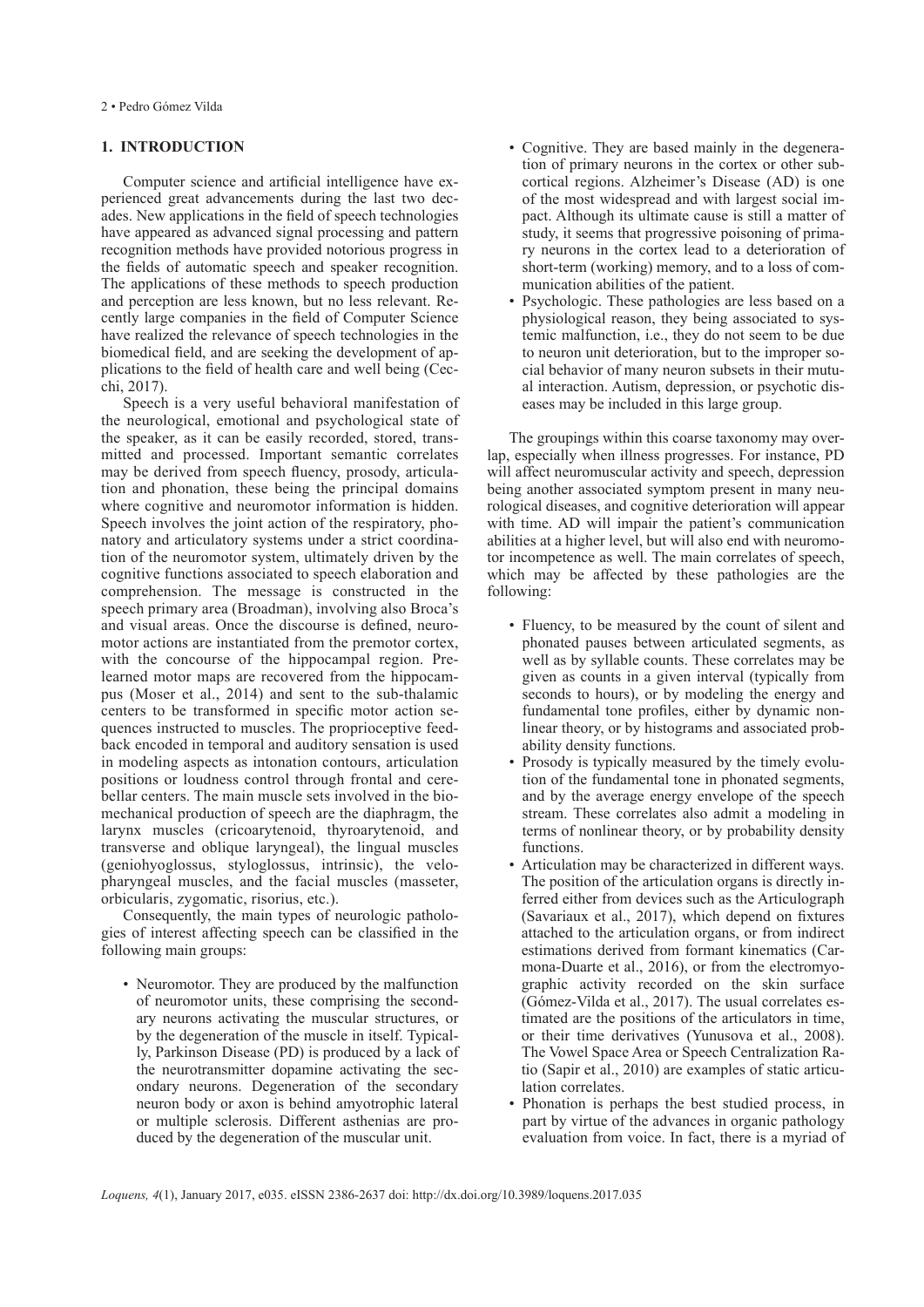## 1. INTRODUCTION

Computer science and artificial intelligence have experienced great advancements during the last two decades. New applications in the field of speech technologies have appeared as advanced signal processing and pattern recognition methods have provided notorious progress in the fields of automatic speech and speaker recognition. The applications of these methods to speech production and perception are less known, but no less relevant. Recently large companies in the field of Computer Science have realized the relevance of speech technologies in the biomedical field, and are seeking the development of applications to the field of health care and well being (Cecchi, 2017).

Speech is a very useful behavioral manifestation of the neurological, emotional and psychological state of the speaker, as it can be easily recorded, stored, transmitted and processed. Important semantic correlates may be derived from speech fluency, prosody, articulation and phonation, these being the principal domains where cognitive and neuromotor information is hidden. Speech involves the joint action of the respiratory, phonatory and articulatory systems under a strict coordination of the neuromotor system, ultimately driven by the cognitive functions associated to speech elaboration and comprehension. The message is constructed in the speech primary area (Broadman), involving also Broca's and visual areas. Once the discourse is defined, neuromotor actions are instantiated from the premotor cortex, with the concourse of the hippocampal region. Prelearned motor maps are recovered from the hippocampus (Moser et al., 2014) and sent to the sub-thalamic centers to be transformed in specific motor action sequences instructed to muscles. The proprioceptive feedback encoded in temporal and auditory sensation is used in modeling aspects as intonation contours, articulation positions or loudness control through frontal and cerebellar centers. The main muscle sets involved in the biomechanical production of speech are the diaphragm, the larynx muscles (cricoarytenoid, thyroarytenoid, and transverse and oblique laryngeal), the lingual muscles (geniohyoglossus, styloglossus, intrinsic), the velopharyngeal muscles, and the facial muscles (masseter, orbicularis, zygomatic, risorius, etc.).

Consequently, the main types of neurologic pathologies of interest affecting speech can be classified in the following main groups:

- Neuromotor. They are produced by the malfunction of neuromotor units, these comprising the secondary neurons activating the muscular structures, or by the degeneration of the muscle in itself. Typically, Parkinson Disease (PD) is produced by a lack of the neurotransmitter dopamine activating the secondary neurons. Degeneration of the secondary neuron body or axon is behind amyotrophic lateral or multiple sclerosis. Different asthenias are produced by the degeneration of the muscular unit.
- Cognitive. They are based mainly in the degeneration of primary neurons in the cortex or other subcortical regions. Alzheimer's Disease (AD) is one of the most widespread and with largest social impact. Although its ultimate cause is still a matter of study, it seems that progressive poisoning of primary neurons in the cortex lead to a deterioration of short-term (working) memory, and to a loss of communication abilities of the patient.
- Psychologic. These pathologies are less based on a physiological reason, they being associated to systemic malfunction, i.e., they do not seem to be due to neuron unit deterioration, but to the improper social behavior of many neuron subsets in their mutual interaction. Autism, depression, or psychotic diseases may be included in this large group.

The groupings within this coarse taxonomy may overlap, especially when illness progresses. For instance, PD will affect neuromuscular activity and speech, depression being another associated symptom present in many neurological diseases, and cognitive deterioration will appear with time. AD will impair the patient's communication abilities at a higher level, but will also end with neuromotor incompetence as well. The main correlates of speech, which may be affected by these pathologies are the following:

- Fluency, to be measured by the count of silent and phonated pauses between articulated segments, as well as by syllable counts. These correlates may be given as counts in a given interval (typically from seconds to hours), or by modeling the energy and fundamental tone profiles, either by dynamic nonlinear theory, or by histograms and associated probability density functions.
- Prosody is typically measured by the timely evolution of the fundamental tone in phonated segments, and by the average energy envelope of the speech stream. These correlates also admit a modeling in terms of nonlinear theory, or by probability density functions.
- Articulation may be characterized in different ways. The position of the articulation organs is directly inferred either from devices such as the Articulograph (Savariaux et al., 2017), which depend on fixtures attached to the articulation organs, or from indirect estimations derived from formant kinematics (Carmona-Duarte et al., 2016), or from the electromyographic activity recorded on the skin surface (Gómez-Vilda et al., 2017). The usual correlates estimated are the positions of the articulators in time, or their time derivatives (Yunusova et al., 2008). The Vowel Space Area or Speech Centralization Ratio (Sapir et al., 2010) are examples of static articulation correlates.
- Phonation is perhaps the best studied process, in part by virtue of the advances in organic pathology evaluation from voice. In fact, there is a myriad of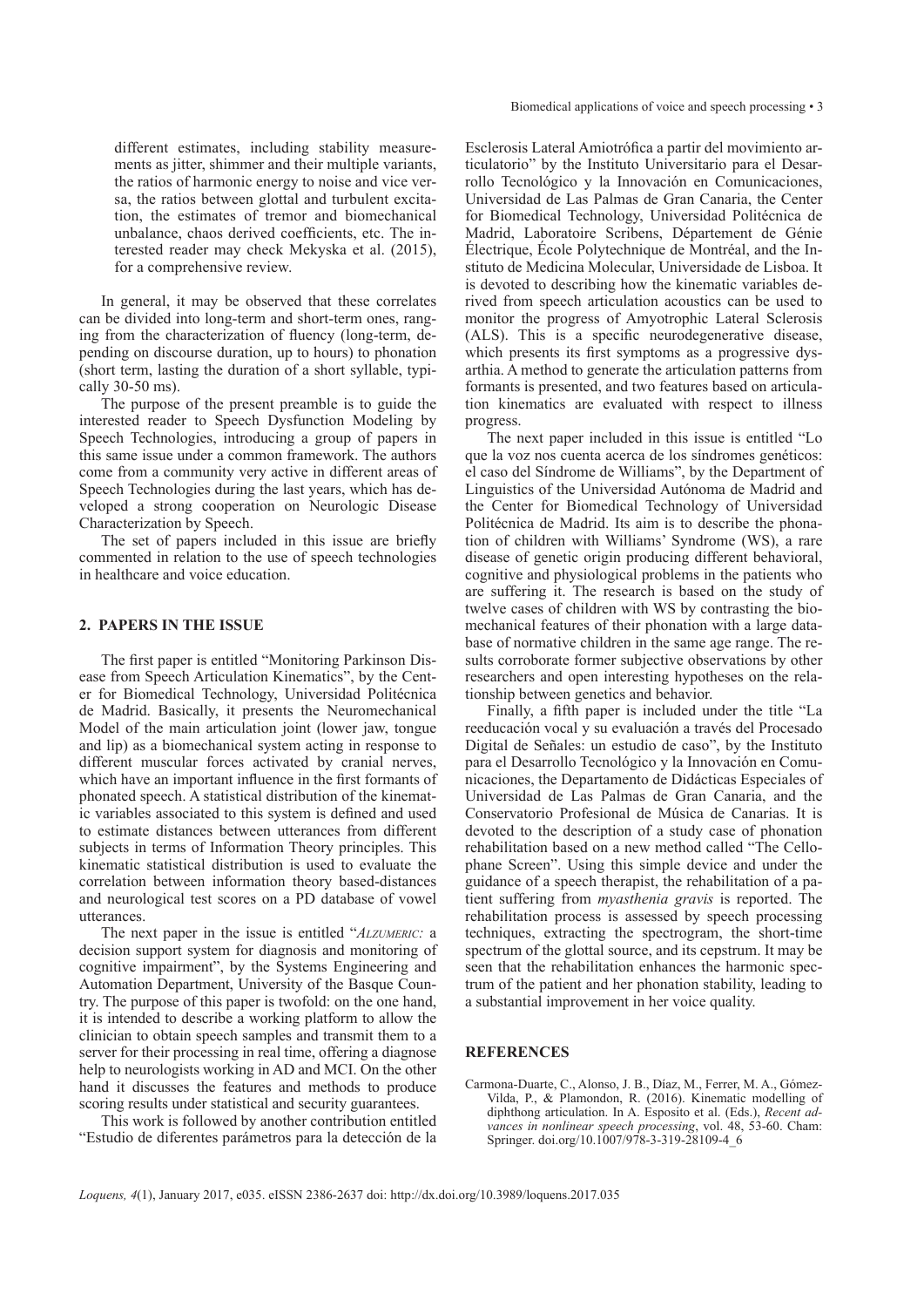different estimates, including stability measurements as jitter, shimmer and their multiple variants, the ratios of harmonic energy to noise and vice versa, the ratios between glottal and turbulent excitation, the estimates of tremor and biomechanical unbalance, chaos derived coefficients, etc. The interested reader may check Mekyska et al. (2015), for a comprehensive review.

In general, it may be observed that these correlates can be divided into long-term and short-term ones, ranging from the characterization of fluency (long-term, depending on discourse duration, up to hours) to phonation (short term, lasting the duration of a short syllable, typically 30-50 ms).

The purpose of the present preamble is to guide the interested reader to Speech Dysfunction Modeling by Speech Technologies, introducing a group of papers in this same issue under a common framework. The authors come from a community very active in different areas of Speech Technologies during the last years, which has developed a strong cooperation on Neurologic Disease Characterization by Speech.

The set of papers included in this issue are briefly commented in relation to the use of speech technologies in healthcare and voice education.

## 2. PAPERS IN THE ISSUE

The first paper is entitled "Monitoring Parkinson Disease from Speech Articulation Kinematics", by the Center for Biomedical Technology, Universidad Politécnica de Madrid. Basically, it presents the Neuromechanical Model of the main articulation joint (lower jaw, tongue and lip) as a biomechanical system acting in response to different muscular forces activated by cranial nerves, which have an important influence in the first formants of phonated speech. A statistical distribution of the kinematic variables associated to this system is defined and used to estimate distances between utterances from different subjects in terms of Information Theory principles. This kinematic statistical distribution is used to evaluate the correlation between information theory based-distances and neurological test scores on a PD database of vowel utterances.

The next paper in the issue is entitled "*Alzumeric:* a decision support system for diagnosis and monitoring of cognitive impairment", by the Systems Engineering and Automation Department, University of the Basque Country. The purpose of this paper is twofold: on the one hand, it is intended to describe a working platform to allow the clinician to obtain speech samples and transmit them to a server for their processing in real time, offering a diagnose help to neurologists working in AD and MCI. On the other hand it discusses the features and methods to produce scoring results under statistical and security guarantees.

This work is followed by another contribution entitled "Estudio de diferentes parámetros para la detección de la Esclerosis Lateral Amiotrófica a partir del movimiento articulatorio" by the Instituto Universitario para el Desarrollo Tecnológico y la Innovación en Comunicaciones, Universidad de Las Palmas de Gran Canaria, the Center for Biomedical Technology, Universidad Politécnica de Madrid, Laboratoire Scribens, Département de Génie Électrique, École Polytechnique de Montréal, and the Instituto de Medicina Molecular, Universidade de Lisboa. It is devoted to describing how the kinematic variables derived from speech articulation acoustics can be used to monitor the progress of Amyotrophic Lateral Sclerosis (ALS). This is a specific neurodegenerative disease, which presents its first symptoms as a progressive dysarthia. A method to generate the articulation patterns from formants is presented, and two features based on articulation kinematics are evaluated with respect to illness progress.

The next paper included in this issue is entitled "Lo que la voz nos cuenta acerca de los síndromes genéticos: el caso del Síndrome de Williams", by the Department of Linguistics of the Universidad Autónoma de Madrid and the Center for Biomedical Technology of Universidad Politécnica de Madrid. Its aim is to describe the phonation of children with Williams' Syndrome (WS), a rare disease of genetic origin producing different behavioral, cognitive and physiological problems in the patients who are suffering it. The research is based on the study of twelve cases of children with WS by contrasting the biomechanical features of their phonation with a large database of normative children in the same age range. The results corroborate former subjective observations by other researchers and open interesting hypotheses on the relationship between genetics and behavior.

Finally, a fifth paper is included under the title "La reeducación vocal y su evaluación a través del Procesado Digital de Señales: un estudio de caso", by the Instituto para el Desarrollo Tecnológico y la Innovación en Comunicaciones, the Departamento de Didácticas Especiales of Universidad de Las Palmas de Gran Canaria, and the Conservatorio Profesional de Música de Canarias. It is devoted to the description of a study case of phonation rehabilitation based on a new method called "The Cellophane Screen". Using this simple device and under the guidance of a speech therapist, the rehabilitation of a patient suffering from *myasthenia gravis* is reported. The rehabilitation process is assessed by speech processing techniques, extracting the spectrogram, the short-time spectrum of the glottal source, and its cepstrum. It may be seen that the rehabilitation enhances the harmonic spectrum of the patient and her phonation stability, leading to a substantial improvement in her voice quality.

## REFERENCES

Carmona-Duarte, C., Alonso, J. B., Díaz, M., Ferrer, M. A., Gómez-Vilda, P., & Plamondon, R. (2016). Kinematic modelling of diphthong articulation. In A. Esposito et al. (Eds.), *Recent advances in nonlinear speech processing*, vol. 48, 53-60. Cham: Springer. doi.org/10.1007/978-3-319-28109-4_6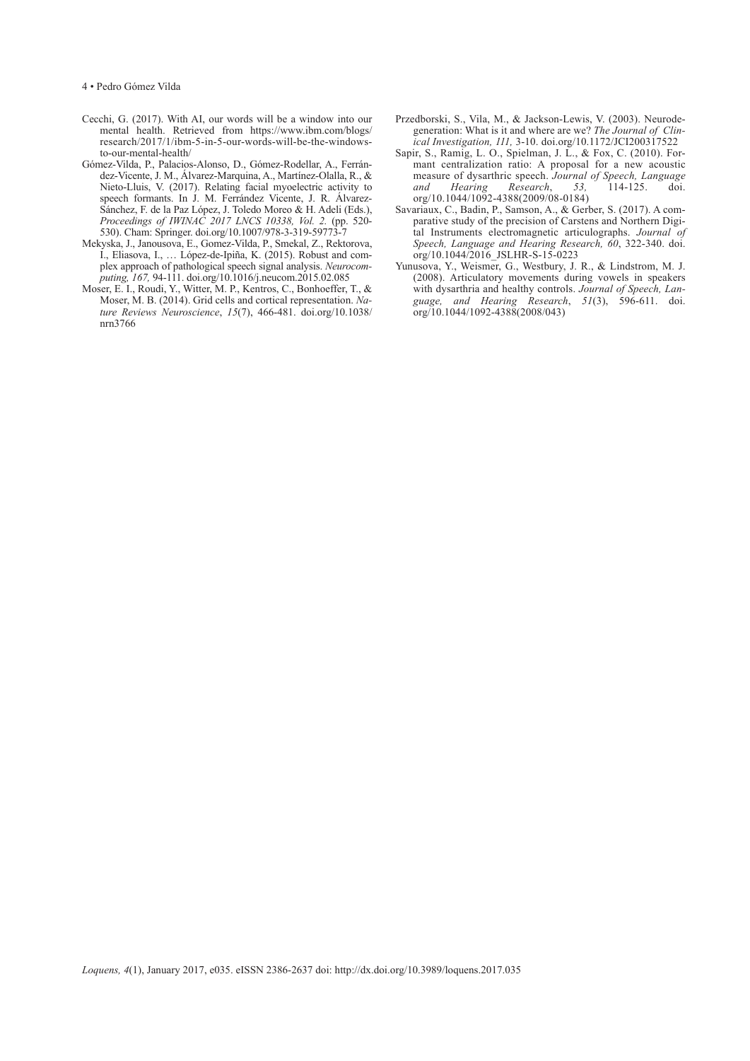Cecchi, G. (2017). With AI, our words will be a window into our mental health. Retrieved from https://www.ibm.com/blogs/research/2017/1/ibm-5-in-5-our-words-will-be-the-windows-to-our-mental-health/

Gómez-Vilda, P., Palacios-Alonso, D., Gómez-Rodellar, A., Ferrández-Vicente, J. M., Álvarez-Marquina, A., Martínez-Olalla, R., & Nieto-Lluis, V. (2017). Relating facial myoelectric activity to speech formants. In J. M. Ferrández Vicente, J. R. Álvarez-Sánchez, F. de la Paz López, J. Toledo Moreo & H. Adeli (Eds.), *Proceedings of IWINAC 2017 LNCS 10338, Vol. 2.* (pp. 520-530). Cham: Springer. doi.org/10.1007/978-3-319-59773-7

Mekyska, J., Janousova, E., Gomez-Vilda, P., Smekal, Z., Rektorova, I., Eliasova, I., … López-de-Ipiña, K. (2015). Robust and complex approach of pathological speech signal analysis. *Neurocomputing, 167,* 94-111. doi.org/10.1016/j.neucom.2015.02.085

Moser, E. I., Roudi, Y., Witter, M. P., Kentros, C., Bonhoeffer, T., & Moser, M. B. (2014). Grid cells and cortical representation. *Nature Reviews Neuroscience*, *15*(7), 466-481. doi.org/10.1038/nrn3766

Przedborski, S., Vila, M., & Jackson-Lewis, V. (2003). Neurodegeneration: What is it and where are we? *The Journal of Clinical Investigation, 111,* 3-10. doi.org/10.1172/JCI200317522

Sapir, S., Ramig, L. O., Spielman, J. L., & Fox, C. (2010). Formant centralization ratio: A proposal for a new acoustic measure of dysarthric speech. *Journal of Speech, Language and Hearing Research*, *53,* 114-125. doi.org/10.1044/1092-4388(2009/08-0184)

Savariaux, C., Badin, P., Samson, A., & Gerber, S. (2017). A comparative study of the precision of Carstens and Northern Digital Instruments electromagnetic articulographs. *Journal of Speech, Language and Hearing Research, 60*, 322-340. doi.org/10.1044/2016_JSLHR-S-15-0223

Yunusova, Y., Weismer, G., Westbury, J. R., & Lindstrom, M. J. (2008). Articulatory movements during vowels in speakers with dysarthria and healthy controls. *Journal of Speech, Language, and Hearing Research*, *51*(3), 596-611. doi.org/10.1044/1092-4388(2008/043)